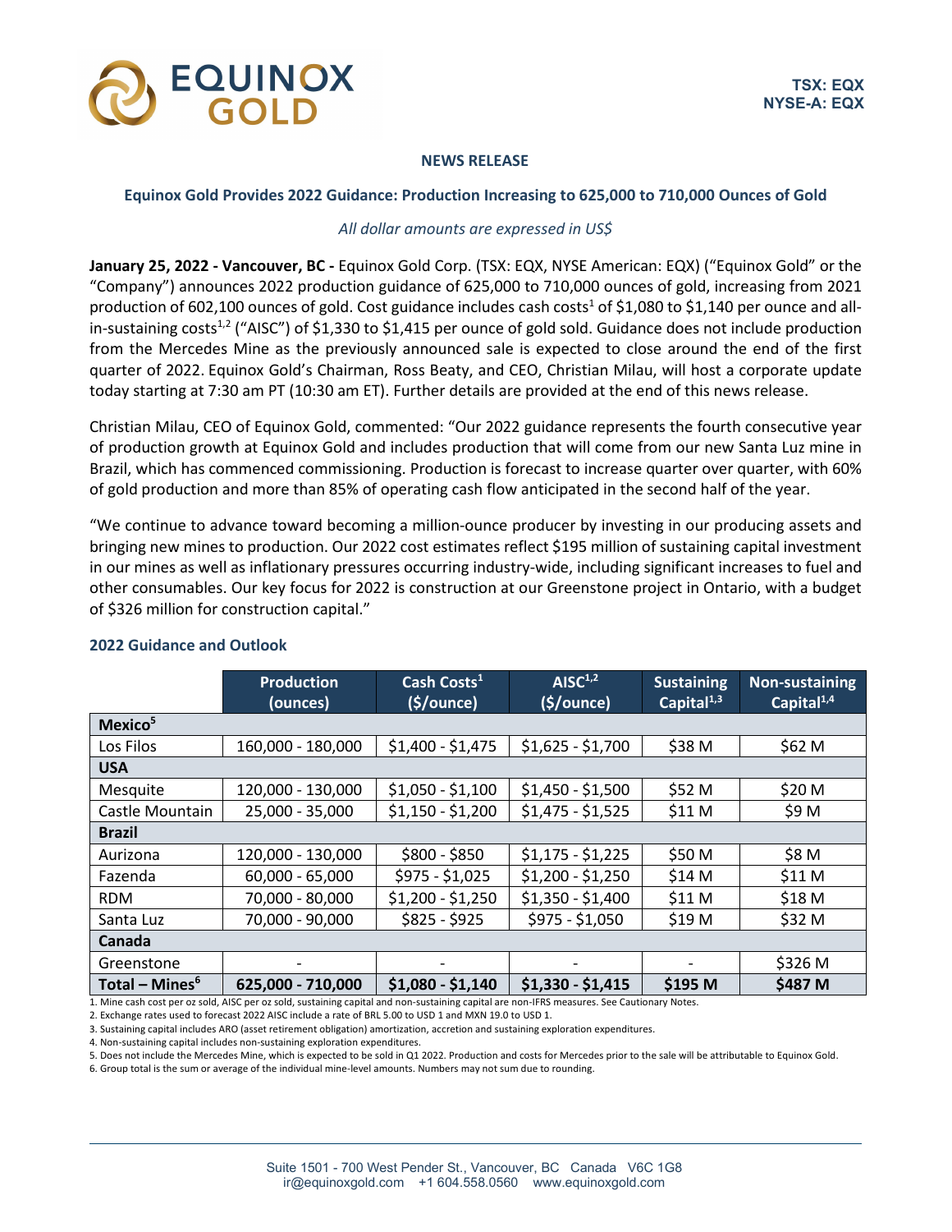TSX: EQX
NYSE-A: EQX

**NEWS RELEASE**

## Equinox Gold Provides 2022 Guidance: Production Increasing to 625,000 to 710,000 Ounces of Gold

*All dollar amounts are expressed in US$*

**January 25, 2022 - Vancouver, BC -** Equinox Gold Corp. (TSX: EQX, NYSE American: EQX) ("Equinox Gold" or the "Company") announces 2022 production guidance of 625,000 to 710,000 ounces of gold, increasing from 2021 production of 602,100 ounces of gold. Cost guidance includes cash costs[1] of $1,080 to $1,140 per ounce and all-in-sustaining costs[1,2] ("AISC") of $1,330 to $1,415 per ounce of gold sold. Guidance does not include production from the Mercedes Mine as the previously announced sale is expected to close around the end of the first quarter of 2022. Equinox Gold's Chairman, Ross Beaty, and CEO, Christian Milau, will host a corporate update today starting at 7:30 am PT (10:30 am ET). Further details are provided at the end of this news release.

Christian Milau, CEO of Equinox Gold, commented: "Our 2022 guidance represents the fourth consecutive year of production growth at Equinox Gold and includes production that will come from our new Santa Luz mine in Brazil, which has commenced commissioning. Production is forecast to increase quarter over quarter, with 60% of gold production and more than 85% of operating cash flow anticipated in the second half of the year.

"We continue to advance toward becoming a million-ounce producer by investing in our producing assets and bringing new mines to production. Our 2022 cost estimates reflect $195 million of sustaining capital investment in our mines as well as inflationary pressures occurring industry-wide, including significant increases to fuel and other consumables. Our key focus for 2022 is construction at our Greenstone project in Ontario, with a budget of $326 million for construction capital."

### 2022 Guidance and Outlook

| | Production (ounces) | Cash Costs[1] ($/ounce) | AISC[1,2] ($/ounce) | Sustaining Capital[1,3] | Non-sustaining Capital[1,4] |
|---|---|---|---|---|---|
| **Mexico[5]** | | | | | |
| Los Filos | 160,000 - 180,000 | $1,400 - $1,475 | $1,625 - $1,700 | $38 M | $62 M |
| **USA** | | | | | |
| Mesquite | 120,000 - 130,000 | $1,050 - $1,100 | $1,450 - $1,500 | $52 M | $20 M |
| Castle Mountain | 25,000 - 35,000 | $1,150 - $1,200 | $1,475 - $1,525 | $11 M | $9 M |
| **Brazil** | | | | | |
| Aurizona | 120,000 - 130,000 | $800 - $850 | $1,175 - $1,225 | $50 M | $8 M |
| Fazenda | 60,000 - 65,000 | $975 - $1,025 | $1,200 - $1,250 | $14 M | $11 M |
| RDM | 70,000 - 80,000 | $1,200 - $1,250 | $1,350 - $1,400 | $11 M | $18 M |
| Santa Luz | 70,000 - 90,000 | $825 - $925 | $975 - $1,050 | $19 M | $32 M |
| **Canada** | | | | | |
| Greenstone | - | - | - | - | $326 M |
| **Total – Mines[6]** | **625,000 - 710,000** | **$1,080 - $1,140** | **$1,330 - $1,415** | **$195 M** | **$487 M** |

1. Mine cash cost per oz sold, AISC per oz sold, sustaining capital and non-sustaining capital are non-IFRS measures. See Cautionary Notes.
2. Exchange rates used to forecast 2022 AISC include a rate of BRL 5.00 to USD 1 and MXN 19.0 to USD 1.
3. Sustaining capital includes ARO (asset retirement obligation) amortization, accretion and sustaining exploration expenditures.
4. Non-sustaining capital includes non-sustaining exploration expenditures.
5. Does not include the Mercedes Mine, which is expected to be sold in Q1 2022. Production and costs for Mercedes prior to the sale will be attributable to Equinox Gold.
6. Group total is the sum or average of the individual mine-level amounts. Numbers may not sum due to rounding.

Suite 1501 - 700 West Pender St., Vancouver, BC Canada V6C 1G8
ir@equinoxgold.com +1 604.558.0560 www.equinoxgold.com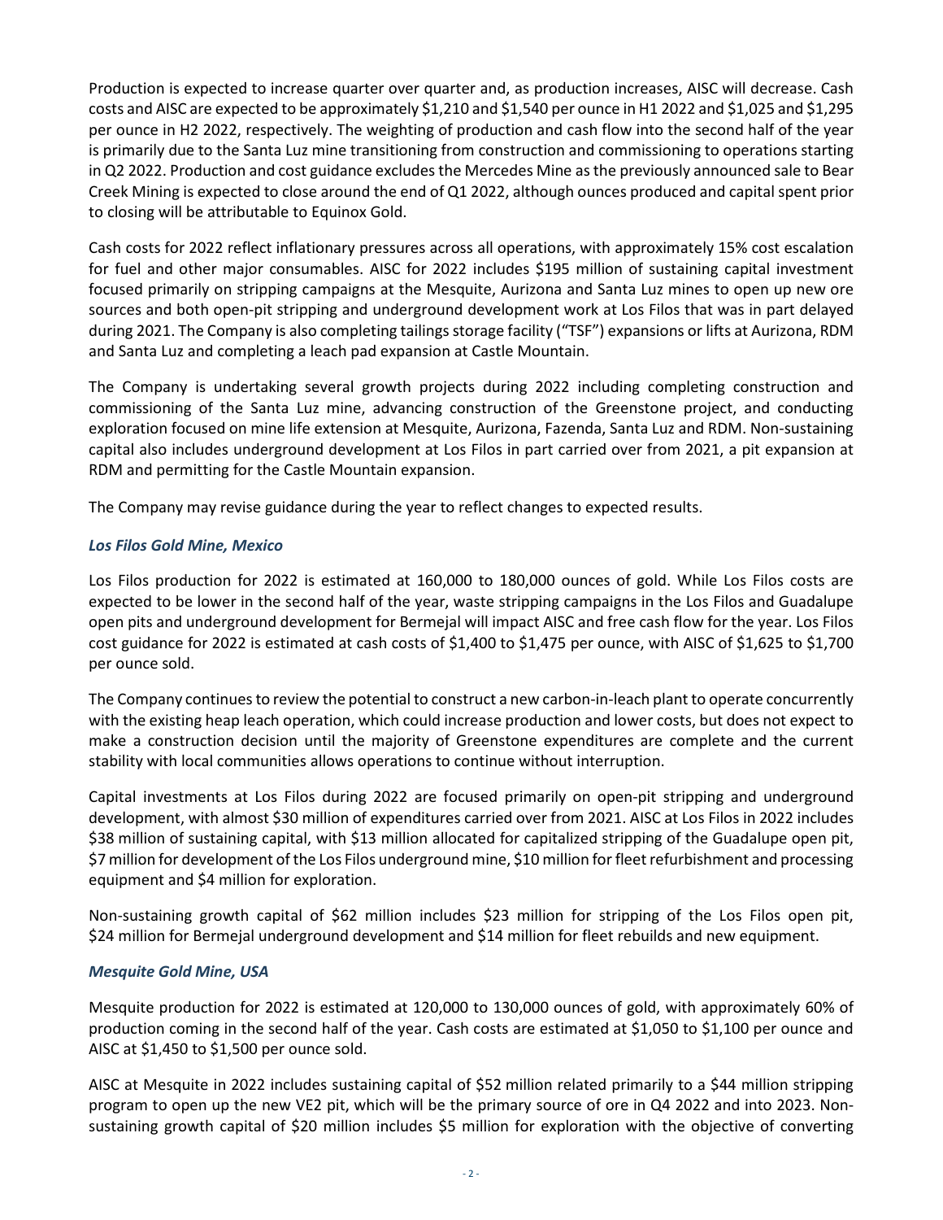Production is expected to increase quarter over quarter and, as production increases, AISC will decrease. Cash costs and AISC are expected to be approximately $1,210 and $1,540 per ounce in H1 2022 and $1,025 and $1,295 per ounce in H2 2022, respectively. The weighting of production and cash flow into the second half of the year is primarily due to the Santa Luz mine transitioning from construction and commissioning to operations starting in Q2 2022. Production and cost guidance excludes the Mercedes Mine as the previously announced sale to Bear Creek Mining is expected to close around the end of Q1 2022, although ounces produced and capital spent prior to closing will be attributable to Equinox Gold.

Cash costs for 2022 reflect inflationary pressures across all operations, with approximately 15% cost escalation for fuel and other major consumables. AISC for 2022 includes $195 million of sustaining capital investment focused primarily on stripping campaigns at the Mesquite, Aurizona and Santa Luz mines to open up new ore sources and both open-pit stripping and underground development work at Los Filos that was in part delayed during 2021. The Company is also completing tailings storage facility ("TSF") expansions or lifts at Aurizona, RDM and Santa Luz and completing a leach pad expansion at Castle Mountain.

The Company is undertaking several growth projects during 2022 including completing construction and commissioning of the Santa Luz mine, advancing construction of the Greenstone project, and conducting exploration focused on mine life extension at Mesquite, Aurizona, Fazenda, Santa Luz and RDM. Non-sustaining capital also includes underground development at Los Filos in part carried over from 2021, a pit expansion at RDM and permitting for the Castle Mountain expansion.

The Company may revise guidance during the year to reflect changes to expected results.

### *Los Filos Gold Mine, Mexico*

Los Filos production for 2022 is estimated at 160,000 to 180,000 ounces of gold. While Los Filos costs are expected to be lower in the second half of the year, waste stripping campaigns in the Los Filos and Guadalupe open pits and underground development for Bermejal will impact AISC and free cash flow for the year. Los Filos cost guidance for 2022 is estimated at cash costs of $1,400 to $1,475 per ounce, with AISC of $1,625 to $1,700 per ounce sold.

The Company continues to review the potential to construct a new carbon-in-leach plant to operate concurrently with the existing heap leach operation, which could increase production and lower costs, but does not expect to make a construction decision until the majority of Greenstone expenditures are complete and the current stability with local communities allows operations to continue without interruption.

Capital investments at Los Filos during 2022 are focused primarily on open-pit stripping and underground development, with almost $30 million of expenditures carried over from 2021. AISC at Los Filos in 2022 includes $38 million of sustaining capital, with $13 million allocated for capitalized stripping of the Guadalupe open pit, $7 million for development of the Los Filos underground mine, $10 million for fleet refurbishment and processing equipment and $4 million for exploration.

Non-sustaining growth capital of $62 million includes $23 million for stripping of the Los Filos open pit, $24 million for Bermejal underground development and $14 million for fleet rebuilds and new equipment.

### *Mesquite Gold Mine, USA*

Mesquite production for 2022 is estimated at 120,000 to 130,000 ounces of gold, with approximately 60% of production coming in the second half of the year. Cash costs are estimated at $1,050 to $1,100 per ounce and AISC at $1,450 to $1,500 per ounce sold.

AISC at Mesquite in 2022 includes sustaining capital of $52 million related primarily to a $44 million stripping program to open up the new VE2 pit, which will be the primary source of ore in Q4 2022 and into 2023. Non-sustaining growth capital of $20 million includes $5 million for exploration with the objective of converting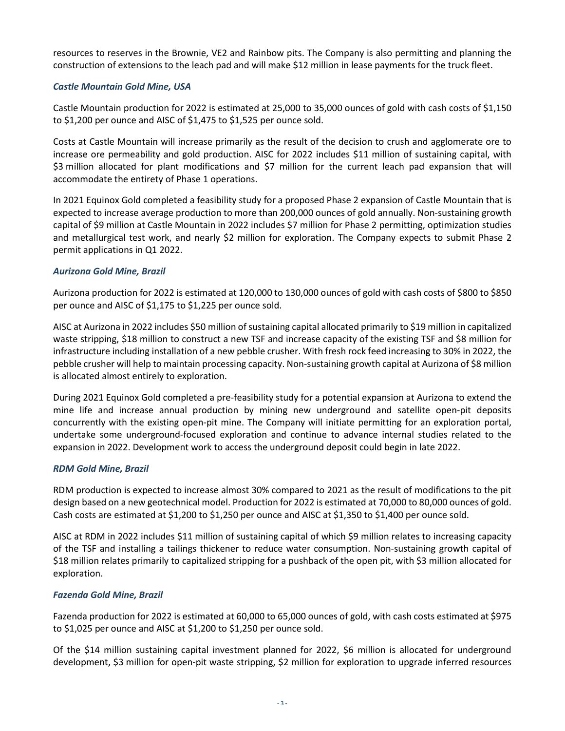resources to reserves in the Brownie, VE2 and Rainbow pits. The Company is also permitting and planning the construction of extensions to the leach pad and will make $12 million in lease payments for the truck fleet.

### *Castle Mountain Gold Mine, USA*

Castle Mountain production for 2022 is estimated at 25,000 to 35,000 ounces of gold with cash costs of $1,150 to $1,200 per ounce and AISC of $1,475 to $1,525 per ounce sold.

Costs at Castle Mountain will increase primarily as the result of the decision to crush and agglomerate ore to increase ore permeability and gold production. AISC for 2022 includes $11 million of sustaining capital, with $3 million allocated for plant modifications and $7 million for the current leach pad expansion that will accommodate the entirety of Phase 1 operations.

In 2021 Equinox Gold completed a feasibility study for a proposed Phase 2 expansion of Castle Mountain that is expected to increase average production to more than 200,000 ounces of gold annually. Non-sustaining growth capital of $9 million at Castle Mountain in 2022 includes $7 million for Phase 2 permitting, optimization studies and metallurgical test work, and nearly $2 million for exploration. The Company expects to submit Phase 2 permit applications in Q1 2022.

### *Aurizona Gold Mine, Brazil*

Aurizona production for 2022 is estimated at 120,000 to 130,000 ounces of gold with cash costs of $800 to $850 per ounce and AISC of $1,175 to $1,225 per ounce sold.

AISC at Aurizona in 2022 includes $50 million of sustaining capital allocated primarily to $19 million in capitalized waste stripping, $18 million to construct a new TSF and increase capacity of the existing TSF and $8 million for infrastructure including installation of a new pebble crusher. With fresh rock feed increasing to 30% in 2022, the pebble crusher will help to maintain processing capacity. Non-sustaining growth capital at Aurizona of $8 million is allocated almost entirely to exploration.

During 2021 Equinox Gold completed a pre-feasibility study for a potential expansion at Aurizona to extend the mine life and increase annual production by mining new underground and satellite open-pit deposits concurrently with the existing open-pit mine. The Company will initiate permitting for an exploration portal, undertake some underground-focused exploration and continue to advance internal studies related to the expansion in 2022. Development work to access the underground deposit could begin in late 2022.

### *RDM Gold Mine, Brazil*

RDM production is expected to increase almost 30% compared to 2021 as the result of modifications to the pit design based on a new geotechnical model. Production for 2022 is estimated at 70,000 to 80,000 ounces of gold. Cash costs are estimated at $1,200 to $1,250 per ounce and AISC at $1,350 to $1,400 per ounce sold.

AISC at RDM in 2022 includes $11 million of sustaining capital of which $9 million relates to increasing capacity of the TSF and installing a tailings thickener to reduce water consumption. Non-sustaining growth capital of $18 million relates primarily to capitalized stripping for a pushback of the open pit, with $3 million allocated for exploration.

### *Fazenda Gold Mine, Brazil*

Fazenda production for 2022 is estimated at 60,000 to 65,000 ounces of gold, with cash costs estimated at $975 to $1,025 per ounce and AISC at $1,200 to $1,250 per ounce sold.

Of the $14 million sustaining capital investment planned for 2022, $6 million is allocated for underground development, $3 million for open-pit waste stripping, $2 million for exploration to upgrade inferred resources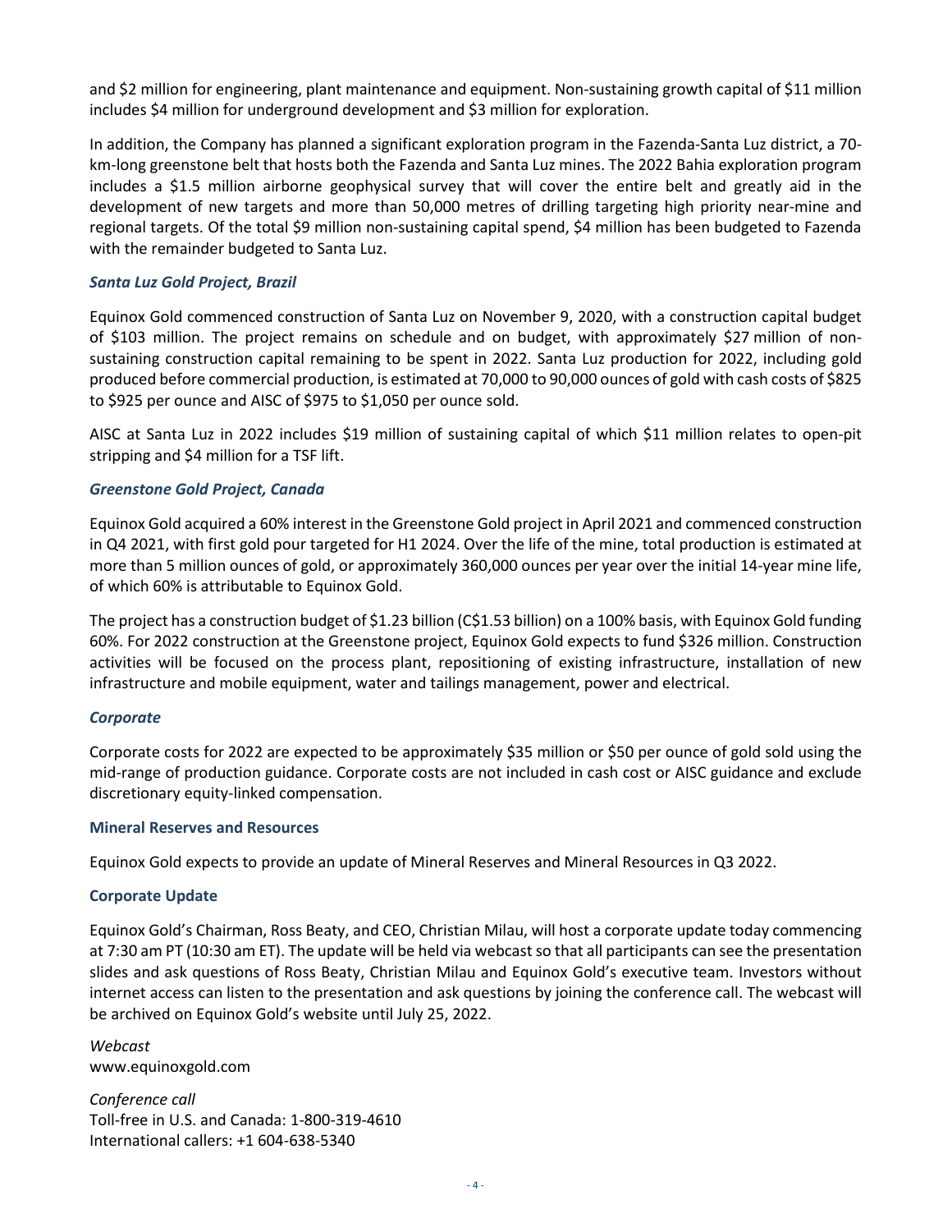and $2 million for engineering, plant maintenance and equipment. Non-sustaining growth capital of $11 million includes $4 million for underground development and $3 million for exploration.

In addition, the Company has planned a significant exploration program in the Fazenda-Santa Luz district, a 70-km-long greenstone belt that hosts both the Fazenda and Santa Luz mines. The 2022 Bahia exploration program includes a $1.5 million airborne geophysical survey that will cover the entire belt and greatly aid in the development of new targets and more than 50,000 metres of drilling targeting high priority near-mine and regional targets. Of the total $9 million non-sustaining capital spend, $4 million has been budgeted to Fazenda with the remainder budgeted to Santa Luz.

### *Santa Luz Gold Project, Brazil*

Equinox Gold commenced construction of Santa Luz on November 9, 2020, with a construction capital budget of $103 million. The project remains on schedule and on budget, with approximately $27 million of non-sustaining construction capital remaining to be spent in 2022. Santa Luz production for 2022, including gold produced before commercial production, is estimated at 70,000 to 90,000 ounces of gold with cash costs of $825 to $925 per ounce and AISC of $975 to $1,050 per ounce sold.

AISC at Santa Luz in 2022 includes $19 million of sustaining capital of which $11 million relates to open-pit stripping and $4 million for a TSF lift.

### *Greenstone Gold Project, Canada*

Equinox Gold acquired a 60% interest in the Greenstone Gold project in April 2021 and commenced construction in Q4 2021, with first gold pour targeted for H1 2024. Over the life of the mine, total production is estimated at more than 5 million ounces of gold, or approximately 360,000 ounces per year over the initial 14-year mine life, of which 60% is attributable to Equinox Gold.

The project has a construction budget of $1.23 billion (C$1.53 billion) on a 100% basis, with Equinox Gold funding 60%. For 2022 construction at the Greenstone project, Equinox Gold expects to fund $326 million. Construction activities will be focused on the process plant, repositioning of existing infrastructure, installation of new infrastructure and mobile equipment, water and tailings management, power and electrical.

### *Corporate*

Corporate costs for 2022 are expected to be approximately $35 million or $50 per ounce of gold sold using the mid-range of production guidance. Corporate costs are not included in cash cost or AISC guidance and exclude discretionary equity-linked compensation.

## Mineral Reserves and Resources

Equinox Gold expects to provide an update of Mineral Reserves and Mineral Resources in Q3 2022.

## Corporate Update

Equinox Gold's Chairman, Ross Beaty, and CEO, Christian Milau, will host a corporate update today commencing at 7:30 am PT (10:30 am ET). The update will be held via webcast so that all participants can see the presentation slides and ask questions of Ross Beaty, Christian Milau and Equinox Gold's executive team. Investors without internet access can listen to the presentation and ask questions by joining the conference call. The webcast will be archived on Equinox Gold's website until July 25, 2022.

*Webcast*
www.equinoxgold.com

*Conference call*
Toll-free in U.S. and Canada: 1-800-319-4610
International callers: +1 604-638-5340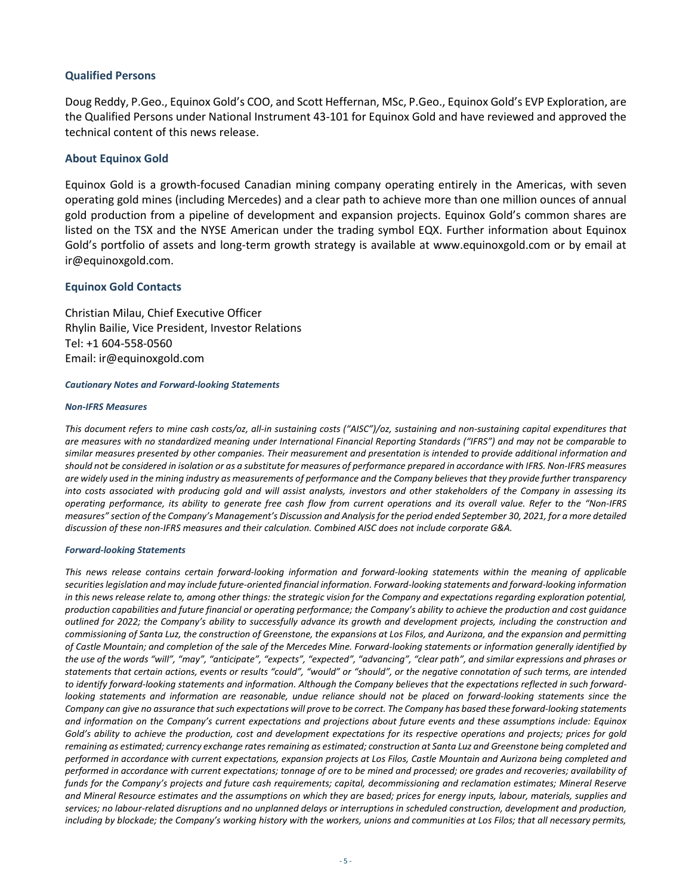## Qualified Persons

Doug Reddy, P.Geo., Equinox Gold's COO, and Scott Heffernan, MSc, P.Geo., Equinox Gold's EVP Exploration, are the Qualified Persons under National Instrument 43-101 for Equinox Gold and have reviewed and approved the technical content of this news release.

## About Equinox Gold

Equinox Gold is a growth-focused Canadian mining company operating entirely in the Americas, with seven operating gold mines (including Mercedes) and a clear path to achieve more than one million ounces of annual gold production from a pipeline of development and expansion projects. Equinox Gold's common shares are listed on the TSX and the NYSE American under the trading symbol EQX. Further information about Equinox Gold's portfolio of assets and long-term growth strategy is available at www.equinoxgold.com or by email at ir@equinoxgold.com.

## Equinox Gold Contacts

Christian Milau, Chief Executive Officer
Rhylin Bailie, Vice President, Investor Relations
Tel: +1 604-558-0560
Email: ir@equinoxgold.com

***Cautionary Notes and Forward-looking Statements***

***Non-IFRS Measures***

*This document refers to mine cash costs/oz, all-in sustaining costs ("AISC")/oz, sustaining and non-sustaining capital expenditures that are measures with no standardized meaning under International Financial Reporting Standards ("IFRS") and may not be comparable to similar measures presented by other companies. Their measurement and presentation is intended to provide additional information and should not be considered in isolation or as a substitute for measures of performance prepared in accordance with IFRS. Non-IFRS measures are widely used in the mining industry as measurements of performance and the Company believes that they provide further transparency into costs associated with producing gold and will assist analysts, investors and other stakeholders of the Company in assessing its operating performance, its ability to generate free cash flow from current operations and its overall value. Refer to the "Non-IFRS measures" section of the Company's Management's Discussion and Analysis for the period ended September 30, 2021, for a more detailed discussion of these non-IFRS measures and their calculation. Combined AISC does not include corporate G&A.*

***Forward-looking Statements***

*This news release contains certain forward-looking information and forward-looking statements within the meaning of applicable securities legislation and may include future-oriented financial information. Forward-looking statements and forward-looking information in this news release relate to, among other things: the strategic vision for the Company and expectations regarding exploration potential, production capabilities and future financial or operating performance; the Company's ability to achieve the production and cost guidance outlined for 2022; the Company's ability to successfully advance its growth and development projects, including the construction and commissioning of Santa Luz, the construction of Greenstone, the expansions at Los Filos, and Aurizona, and the expansion and permitting of Castle Mountain; and completion of the sale of the Mercedes Mine. Forward-looking statements or information generally identified by the use of the words "will", "may", "anticipate", "expects", "expected", "advancing", "clear path", and similar expressions and phrases or statements that certain actions, events or results "could", "would" or "should", or the negative connotation of such terms, are intended to identify forward-looking statements and information. Although the Company believes that the expectations reflected in such forward-looking statements and information are reasonable, undue reliance should not be placed on forward-looking statements since the Company can give no assurance that such expectations will prove to be correct. The Company has based these forward-looking statements and information on the Company's current expectations and projections about future events and these assumptions include: Equinox Gold's ability to achieve the production, cost and development expectations for its respective operations and projects; prices for gold remaining as estimated; currency exchange rates remaining as estimated; construction at Santa Luz and Greenstone being completed and performed in accordance with current expectations, expansion projects at Los Filos, Castle Mountain and Aurizona being completed and performed in accordance with current expectations; tonnage of ore to be mined and processed; ore grades and recoveries; availability of funds for the Company's projects and future cash requirements; capital, decommissioning and reclamation estimates; Mineral Reserve and Mineral Resource estimates and the assumptions on which they are based; prices for energy inputs, labour, materials, supplies and services; no labour-related disruptions and no unplanned delays or interruptions in scheduled construction, development and production, including by blockade; the Company's working history with the workers, unions and communities at Los Filos; that all necessary permits,*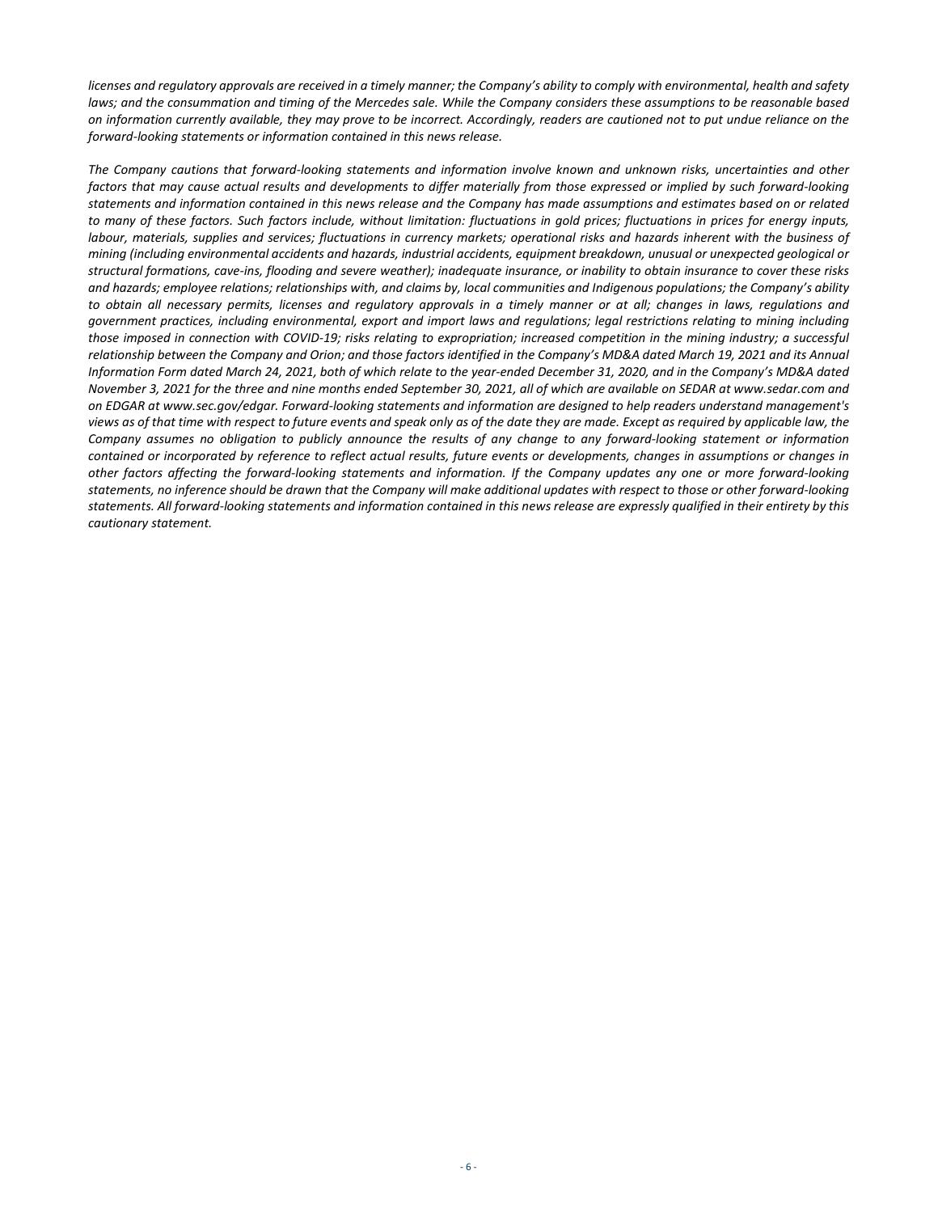*licenses and regulatory approvals are received in a timely manner; the Company's ability to comply with environmental, health and safety laws; and the consummation and timing of the Mercedes sale. While the Company considers these assumptions to be reasonable based on information currently available, they may prove to be incorrect. Accordingly, readers are cautioned not to put undue reliance on the forward-looking statements or information contained in this news release.*

*The Company cautions that forward-looking statements and information involve known and unknown risks, uncertainties and other factors that may cause actual results and developments to differ materially from those expressed or implied by such forward-looking statements and information contained in this news release and the Company has made assumptions and estimates based on or related to many of these factors. Such factors include, without limitation: fluctuations in gold prices; fluctuations in prices for energy inputs, labour, materials, supplies and services; fluctuations in currency markets; operational risks and hazards inherent with the business of mining (including environmental accidents and hazards, industrial accidents, equipment breakdown, unusual or unexpected geological or structural formations, cave-ins, flooding and severe weather); inadequate insurance, or inability to obtain insurance to cover these risks and hazards; employee relations; relationships with, and claims by, local communities and Indigenous populations; the Company's ability to obtain all necessary permits, licenses and regulatory approvals in a timely manner or at all; changes in laws, regulations and government practices, including environmental, export and import laws and regulations; legal restrictions relating to mining including those imposed in connection with COVID-19; risks relating to expropriation; increased competition in the mining industry; a successful relationship between the Company and Orion; and those factors identified in the Company's MD&A dated March 19, 2021 and its Annual Information Form dated March 24, 2021, both of which relate to the year-ended December 31, 2020, and in the Company's MD&A dated November 3, 2021 for the three and nine months ended September 30, 2021, all of which are available on SEDAR at www.sedar.com and on EDGAR at www.sec.gov/edgar. Forward-looking statements and information are designed to help readers understand management's views as of that time with respect to future events and speak only as of the date they are made. Except as required by applicable law, the Company assumes no obligation to publicly announce the results of any change to any forward-looking statement or information contained or incorporated by reference to reflect actual results, future events or developments, changes in assumptions or changes in other factors affecting the forward-looking statements and information. If the Company updates any one or more forward-looking statements, no inference should be drawn that the Company will make additional updates with respect to those or other forward-looking statements. All forward-looking statements and information contained in this news release are expressly qualified in their entirety by this cautionary statement.*